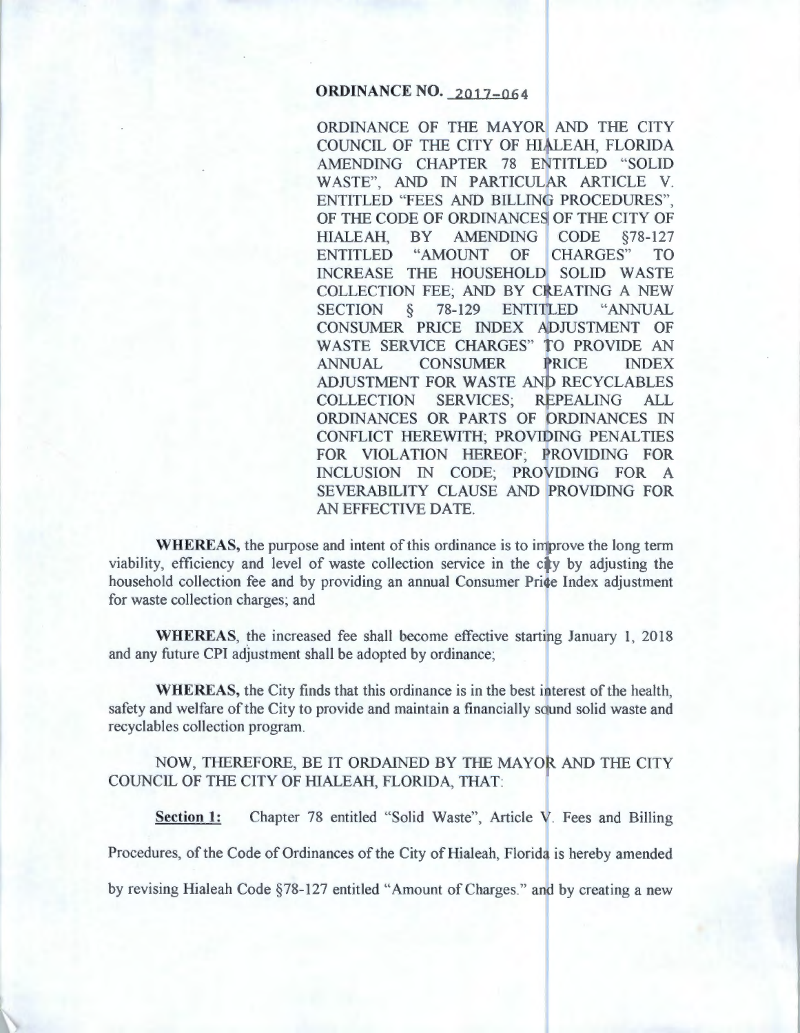# ORDINANCE NO. 2017-064

ORDINANCE OF THE MAYOR AND THE CITY COUNCIL OF THE CITY OF HIALEAH, FLORIDA AMENDING CHAPTER 78 ENTITLED "SOLID WASTE", AND IN PARTICULAR ARTICLE V. ENTITLED "FEES AND BILLING PROCEDURES", OF THE CODE OF ORDINANCES OF THE CITY OF HIALEAH, BY AMENDING CODE §78-127 ENTITLED "AMOUNT OF CHARGES" TO INCREASE THE HOUSEHOLD SOLID WASTE COLLECTION FEE; AND BY CREATING A NEW SECTION § 78-129 ENTITLED "ANNUAL CONSUMER PRICE INDEX ADJUSTMENT OF WASTE SERVICE CHARGES" TO PROVIDE AN ANNUAL CONSUMER PRICE INDEX ADJUSTMENT FOR WASTE AND RECYCLABLES COLLECTION SERVICES; REPEALING ALL ORDINANCES OR PARTS OF ORDINANCES IN CONFLICT HEREWITH; PROVIDING PENALTIES FOR VIOLATION HEREOF; PROVIDING FOR INCLUSION IN CODE; PROVIDING FOR A SEVERABILITY CLAUSE AND PROVIDING FOR AN EFFECTIVE DATE.

**WHEREAS,** the purpose and intent of this ordinance is to improve the long term viability, efficiency and level of waste collection service in the city by adjusting the household collection fee and by providing an annual Consumer Price Index adjustment for waste collection charges; and

**WHEREAS**, the increased fee shall become effective starting January 1, 2018 and any future CPI adjustment shall be adopted by ordinance;

**WHEREAS,** the City finds that this ordinance is in the best interest of the health, safety and welfare of the City to provide and maintain a financially sound solid waste and recyclables collection program.

NOW, THEREFORE, BE IT ORDAINED BY THE MAYOR AND THE CITY COUNCIL OF THE CITY OF HIALEAH, FLORIDA, THAT:

**Section 1:** Chapter 78 entitled "Solid Waste", Article V. Fees and Billing Procedures, of the Code of Ordinances of the City of Hialeah, Florida is hereby amended by revising Hialeah Code §78-127 entitled "Amount of Charges." and by creating a new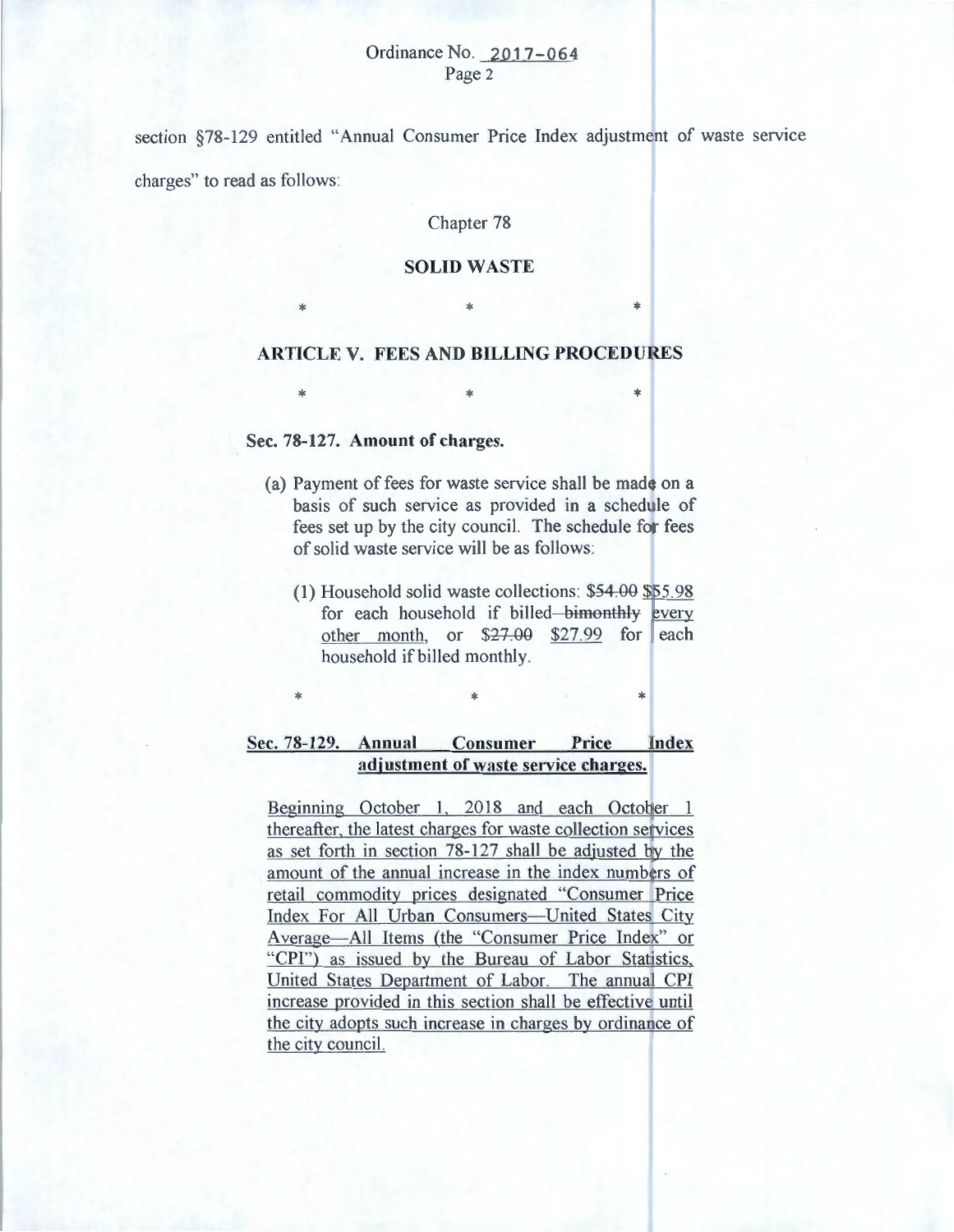section §78-129 entitled "Annual Consumer Price Index adjustment of waste service charges" to read as follows:

Chapter 78

**SOLID WASTE**

\* \* \*

**ARTICLE V. FEES AND BILLING PROCEDURES**

\* \* \*

**Sec. 78-127. Amount of charges.**

(a) Payment of fees for waste service shall be made on a basis of such service as provided in a schedule of fees set up by the city council. The schedule for fees of solid waste service will be as follows:

(1) Household solid waste collections: ~~$54.00~~ <u>$55.98</u> for each household if billed ~~bimonthly~~ <u>every other month</u>, or ~~$27.00~~ <u>$27.99</u> for each household if billed monthly.

\* \* \*

<u>**Sec. 78-129. Annual Consumer Price Index adjustment of waste service charges.**</u>

<u>Beginning October 1, 2018 and each October 1 thereafter, the latest charges for waste collection services as set forth in section 78-127 shall be adjusted by the amount of the annual increase in the index numbers of retail commodity prices designated "Consumer Price Index For All Urban Consumers—United States City Average—All Items (the "Consumer Price Index" or "CPI") as issued by the Bureau of Labor Statistics, United States Department of Labor. The annual CPI increase provided in this section shall be effective until the city adopts such increase in charges by ordinance of the city council.</u>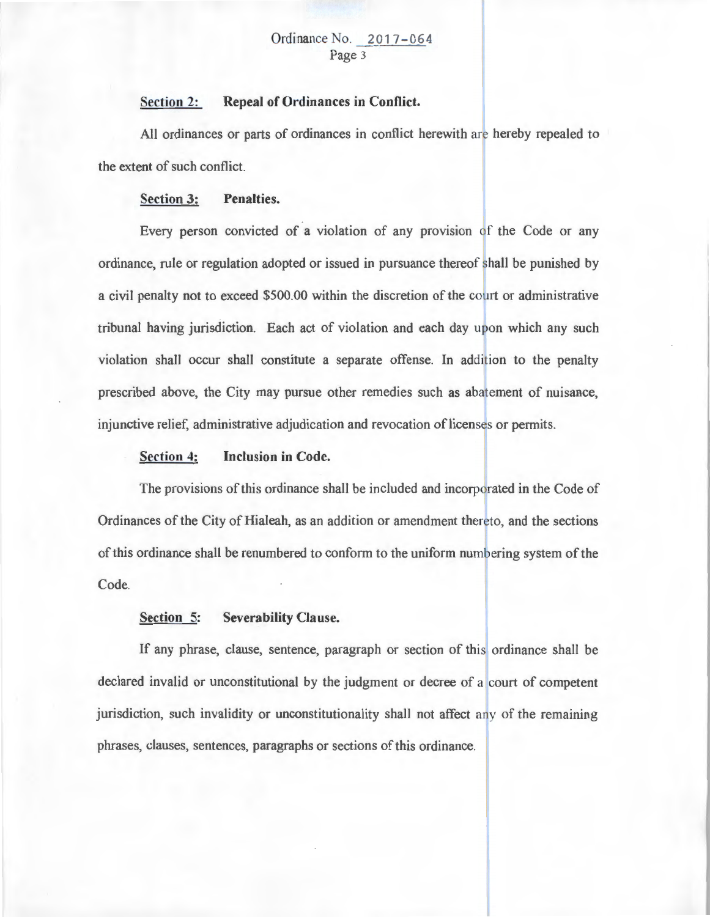**Section 2: Repeal of Ordinances in Conflict.**

All ordinances or parts of ordinances in conflict herewith are hereby repealed to the extent of such conflict.

**Section 3: Penalties.**

Every person convicted of a violation of any provision of the Code or any ordinance, rule or regulation adopted or issued in pursuance thereof shall be punished by a civil penalty not to exceed $500.00 within the discretion of the court or administrative tribunal having jurisdiction. Each act of violation and each day upon which any such violation shall occur shall constitute a separate offense. In addition to the penalty prescribed above, the City may pursue other remedies such as abatement of nuisance, injunctive relief, administrative adjudication and revocation of licenses or permits.

**Section 4: Inclusion in Code.**

The provisions of this ordinance shall be included and incorporated in the Code of Ordinances of the City of Hialeah, as an addition or amendment thereto, and the sections of this ordinance shall be renumbered to conform to the uniform numbering system of the Code.

**Section 5: Severability Clause.**

If any phrase, clause, sentence, paragraph or section of this ordinance shall be declared invalid or unconstitutional by the judgment or decree of a court of competent jurisdiction, such invalidity or unconstitutionality shall not affect any of the remaining phrases, clauses, sentences, paragraphs or sections of this ordinance.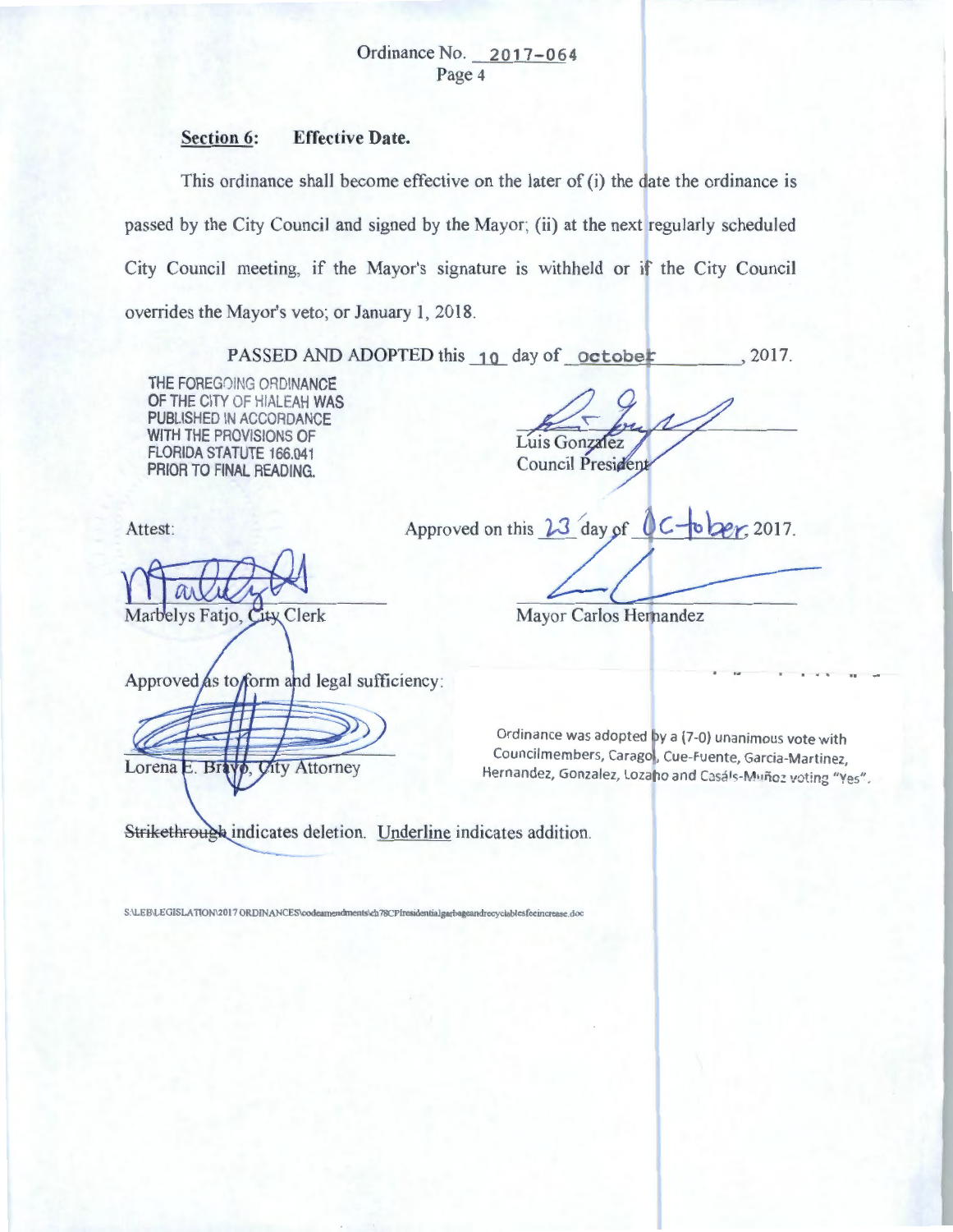Ordinance No. 2017-064
Page 4

**Section 6: Effective Date.**

This ordinance shall become effective on the later of (i) the date the ordinance is passed by the City Council and signed by the Mayor; (ii) at the next regularly scheduled City Council meeting, if the Mayor's signature is withheld or if the City Council overrides the Mayor's veto; or January 1, 2018.

PASSED AND ADOPTED this 10 day of October, 2017.

THE FOREGOING ORDINANCE OF THE CITY OF HIALEAH WAS PUBLISHED IN ACCORDANCE WITH THE PROVISIONS OF FLORIDA STATUTE 166.041 PRIOR TO FINAL READING.

Luis Gonzalez
Council President

Attest:

Approved on this 23 day of October, 2017.

Marbelys Fatjo, City Clerk

Mayor Carlos Hernandez

Approved as to form and legal sufficiency:

Lorena E. Bravo, City Attorney

Ordinance was adopted by a (7-0) unanimous vote with Councilmembers, Caragol, Cue-Fuente, Garcia-Martinez, Hernandez, Gonzalez, Lozano and Casáls-Muñoz voting "Yes".

~~Strikethrough~~ indicates deletion. <u>Underline</u> indicates addition.

S:\LEB\LEGISLATION\2017 ORDINANCES\codeamendments\ch78CPIresidentialgarbageandrecyclablesfeeincrease.doc